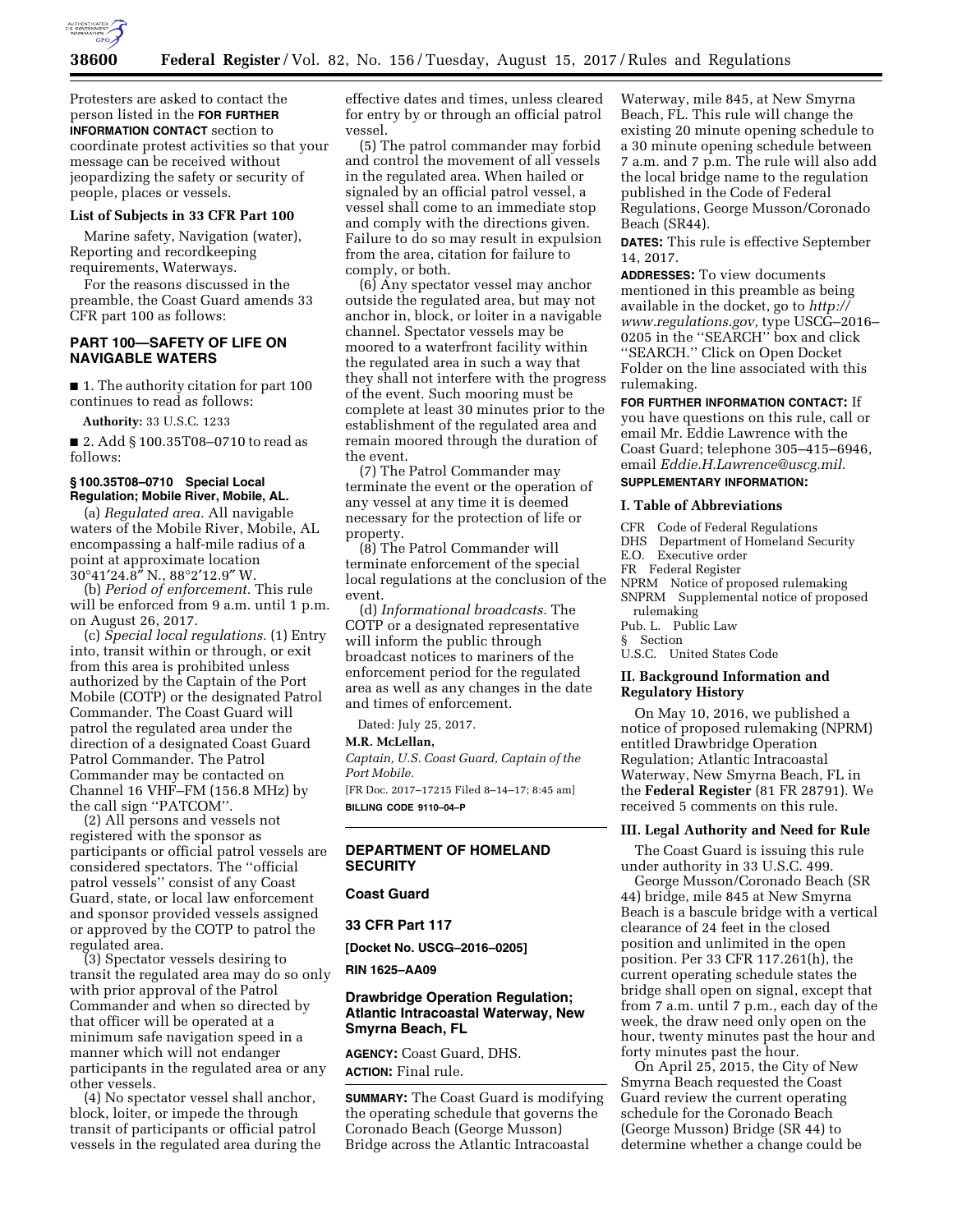Protesters are asked to contact the person listed in the **FOR FURTHER INFORMATION CONTACT** section to coordinate protest activities so that your message can be received without jeopardizing the safety or security of people, places or vessels.

### List of Subjects in 33 CFR Part 100

Marine safety, Navigation (water), Reporting and recordkeeping requirements, Waterways.

For the reasons discussed in the preamble, the Coast Guard amends 33 CFR part 100 as follows:

## PART 100—SAFETY OF LIFE ON NAVIGABLE WATERS

■ 1. The authority citation for part 100 continues to read as follows:

**Authority:** 33 U.S.C. 1233

■ 2. Add § 100.35T08–0710 to read as follows:

### § 100.35T08–0710 Special Local Regulation; Mobile River, Mobile, AL.

(a) *Regulated area.* All navigable waters of the Mobile River, Mobile, AL encompassing a half-mile radius of a point at approximate location 30°41′24.8″ N., 88°2′12.9″ W.

(b) *Period of enforcement.* This rule will be enforced from 9 a.m. until 1 p.m. on August 26, 2017.

(c) *Special local regulations.* (1) Entry into, transit within or through, or exit from this area is prohibited unless authorized by the Captain of the Port Mobile (COTP) or the designated Patrol Commander. The Coast Guard will patrol the regulated area under the direction of a designated Coast Guard Patrol Commander. The Patrol Commander may be contacted on Channel 16 VHF–FM (156.8 MHz) by the call sign ''PATCOM''.

(2) All persons and vessels not registered with the sponsor as participants or official patrol vessels are considered spectators. The ''official patrol vessels'' consist of any Coast Guard, state, or local law enforcement and sponsor provided vessels assigned or approved by the COTP to patrol the regulated area.

(3) Spectator vessels desiring to transit the regulated area may do so only with prior approval of the Patrol Commander and when so directed by that officer will be operated at a minimum safe navigation speed in a manner which will not endanger participants in the regulated area or any other vessels.

(4) No spectator vessel shall anchor, block, loiter, or impede the through transit of participants or official patrol vessels in the regulated area during the effective dates and times, unless cleared for entry by or through an official patrol vessel.

(5) The patrol commander may forbid and control the movement of all vessels in the regulated area. When hailed or signaled by an official patrol vessel, a vessel shall come to an immediate stop and comply with the directions given. Failure to do so may result in expulsion from the area, citation for failure to comply, or both.

(6) Any spectator vessel may anchor outside the regulated area, but may not anchor in, block, or loiter in a navigable channel. Spectator vessels may be moored to a waterfront facility within the regulated area in such a way that they shall not interfere with the progress of the event. Such mooring must be complete at least 30 minutes prior to the establishment of the regulated area and remain moored through the duration of the event.

(7) The Patrol Commander may terminate the event or the operation of any vessel at any time it is deemed necessary for the protection of life or property.

(8) The Patrol Commander will terminate enforcement of the special local regulations at the conclusion of the event.

(d) *Informational broadcasts.* The COTP or a designated representative will inform the public through broadcast notices to mariners of the enforcement period for the regulated area as well as any changes in the date and times of enforcement.

Dated: July 25, 2017.

**M.R. McLellan,**

*Captain, U.S. Coast Guard, Captain of the Port Mobile.*

[FR Doc. 2017–17215 Filed 8–14–17; 8:45 am]

**BILLING CODE 9110–04–P**

## DEPARTMENT OF HOMELAND SECURITY

### Coast Guard

### 33 CFR Part 117

**[Docket No. USCG–2016–0205]**

**RIN 1625–AA09**

## Drawbridge Operation Regulation; Atlantic Intracoastal Waterway, New Smyrna Beach, FL

**AGENCY:** Coast Guard, DHS.

**ACTION:** Final rule.

**SUMMARY:** The Coast Guard is modifying the operating schedule that governs the Coronado Beach (George Musson) Bridge across the Atlantic Intracoastal Waterway, mile 845, at New Smyrna Beach, FL. This rule will change the existing 20 minute opening schedule to a 30 minute opening schedule between 7 a.m. and 7 p.m. The rule will also add the local bridge name to the regulation published in the Code of Federal Regulations, George Musson/Coronado Beach (SR44).

**DATES:** This rule is effective September 14, 2017.

**ADDRESSES:** To view documents mentioned in this preamble as being available in the docket, go to *http://www.regulations.gov,* type USCG–2016–0205 in the ''SEARCH'' box and click ''SEARCH.'' Click on Open Docket Folder on the line associated with this rulemaking.

**FOR FURTHER INFORMATION CONTACT:** If you have questions on this rule, call or email Mr. Eddie Lawrence with the Coast Guard; telephone 305–415–6946, email *Eddie.H.Lawrence@uscg.mil*.

**SUPPLEMENTARY INFORMATION:**

### I. Table of Abbreviations

CFR Code of Federal Regulations
DHS Department of Homeland Security
E.O. Executive order
FR Federal Register
NPRM Notice of proposed rulemaking
SNPRM Supplemental notice of proposed rulemaking
Pub. L. Public Law
§ Section
U.S.C. United States Code

### II. Background Information and Regulatory History

On May 10, 2016, we published a notice of proposed rulemaking (NPRM) entitled Drawbridge Operation Regulation; Atlantic Intracoastal Waterway, New Smyrna Beach, FL in the **Federal Register** (81 FR 28791). We received 5 comments on this rule.

### III. Legal Authority and Need for Rule

The Coast Guard is issuing this rule under authority in 33 U.S.C. 499.

George Musson/Coronado Beach (SR 44) bridge, mile 845 at New Smyrna Beach is a bascule bridge with a vertical clearance of 24 feet in the closed position and unlimited in the open position. Per 33 CFR 117.261(h), the current operating schedule states the bridge shall open on signal, except that from 7 a.m. until 7 p.m., each day of the week, the draw need only open on the hour, twenty minutes past the hour and forty minutes past the hour.

On April 25, 2015, the City of New Smyrna Beach requested the Coast Guard review the current operating schedule for the Coronado Beach (George Musson) Bridge (SR 44) to determine whether a change could be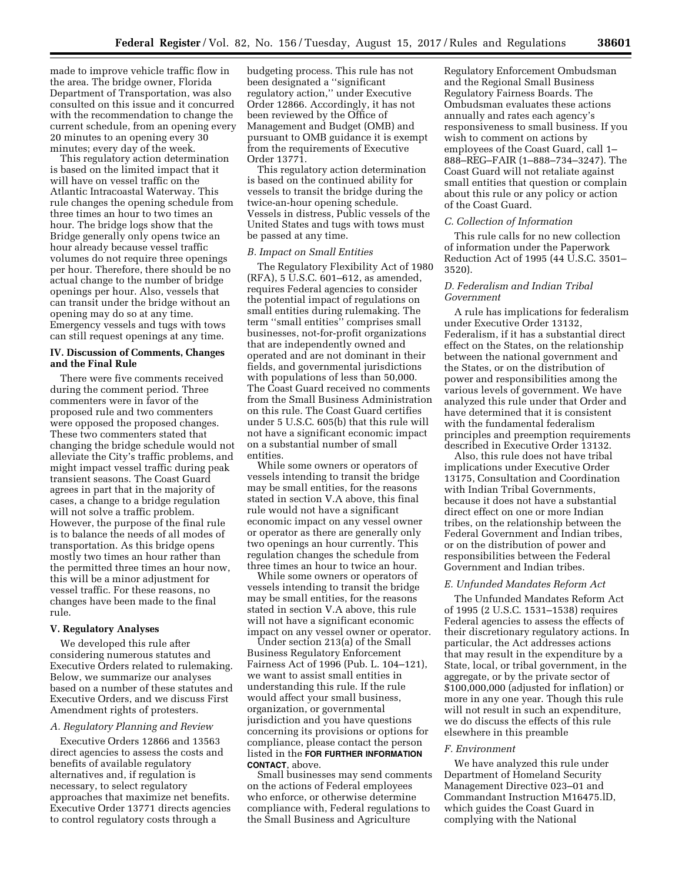made to improve vehicle traffic flow in the area. The bridge owner, Florida Department of Transportation, was also consulted on this issue and it concurred with the recommendation to change the current schedule, from an opening every 20 minutes to an opening every 30 minutes; every day of the week.

This regulatory action determination is based on the limited impact that it will have on vessel traffic on the Atlantic Intracoastal Waterway. This rule changes the opening schedule from three times an hour to two times an hour. The bridge logs show that the Bridge generally only opens twice an hour already because vessel traffic volumes do not require three openings per hour. Therefore, there should be no actual change to the number of bridge openings per hour. Also, vessels that can transit under the bridge without an opening may do so at any time. Emergency vessels and tugs with tows can still request openings at any time.

### IV. Discussion of Comments, Changes and the Final Rule

There were five comments received during the comment period. Three commenters were in favor of the proposed rule and two commenters were opposed the proposed changes. These two commenters stated that changing the bridge schedule would not alleviate the City's traffic problems, and might impact vessel traffic during peak transient seasons. The Coast Guard agrees in part that in the majority of cases, a change to a bridge regulation will not solve a traffic problem. However, the purpose of the final rule is to balance the needs of all modes of transportation. As this bridge opens mostly two times an hour rather than the permitted three times an hour now, this will be a minor adjustment for vessel traffic. For these reasons, no changes have been made to the final rule.

### V. Regulatory Analyses

We developed this rule after considering numerous statutes and Executive Orders related to rulemaking. Below, we summarize our analyses based on a number of these statutes and Executive Orders, and we discuss First Amendment rights of protesters.

#### *A. Regulatory Planning and Review*

Executive Orders 12866 and 13563 direct agencies to assess the costs and benefits of available regulatory alternatives and, if regulation is necessary, to select regulatory approaches that maximize net benefits. Executive Order 13771 directs agencies to control regulatory costs through a budgeting process. This rule has not been designated a "significant regulatory action," under Executive Order 12866. Accordingly, it has not been reviewed by the Office of Management and Budget (OMB) and pursuant to OMB guidance it is exempt from the requirements of Executive Order 13771.

This regulatory action determination is based on the continued ability for vessels to transit the bridge during the twice-an-hour opening schedule. Vessels in distress, Public vessels of the United States and tugs with tows must be passed at any time.

#### *B. Impact on Small Entities*

The Regulatory Flexibility Act of 1980 (RFA), 5 U.S.C. 601–612, as amended, requires Federal agencies to consider the potential impact of regulations on small entities during rulemaking. The term "small entities" comprises small businesses, not-for-profit organizations that are independently owned and operated and are not dominant in their fields, and governmental jurisdictions with populations of less than 50,000. The Coast Guard received no comments from the Small Business Administration on this rule. The Coast Guard certifies under 5 U.S.C. 605(b) that this rule will not have a significant economic impact on a substantial number of small entities.

While some owners or operators of vessels intending to transit the bridge may be small entities, for the reasons stated in section V.A above, this final rule would not have a significant economic impact on any vessel owner or operator as there are generally only two openings an hour currently. This regulation changes the schedule from three times an hour to twice an hour.

While some owners or operators of vessels intending to transit the bridge may be small entities, for the reasons stated in section V.A above, this rule will not have a significant economic impact on any vessel owner or operator.

Under section 213(a) of the Small Business Regulatory Enforcement Fairness Act of 1996 (Pub. L. 104–121), we want to assist small entities in understanding this rule. If the rule would affect your small business, organization, or governmental jurisdiction and you have questions concerning its provisions or options for compliance, please contact the person listed in the **FOR FURTHER INFORMATION CONTACT**, above.

Small businesses may send comments on the actions of Federal employees who enforce, or otherwise determine compliance with, Federal regulations to the Small Business and Agriculture Regulatory Enforcement Ombudsman and the Regional Small Business Regulatory Fairness Boards. The Ombudsman evaluates these actions annually and rates each agency's responsiveness to small business. If you wish to comment on actions by employees of the Coast Guard, call 1–888–REG–FAIR (1–888–734–3247). The Coast Guard will not retaliate against small entities that question or complain about this rule or any policy or action of the Coast Guard.

#### *C. Collection of Information*

This rule calls for no new collection of information under the Paperwork Reduction Act of 1995 (44 U.S.C. 3501–3520).

#### *D. Federalism and Indian Tribal Government*

A rule has implications for federalism under Executive Order 13132, Federalism, if it has a substantial direct effect on the States, on the relationship between the national government and the States, or on the distribution of power and responsibilities among the various levels of government. We have analyzed this rule under that Order and have determined that it is consistent with the fundamental federalism principles and preemption requirements described in Executive Order 13132.

Also, this rule does not have tribal implications under Executive Order 13175, Consultation and Coordination with Indian Tribal Governments, because it does not have a substantial direct effect on one or more Indian tribes, on the relationship between the Federal Government and Indian tribes, or on the distribution of power and responsibilities between the Federal Government and Indian tribes.

#### *E. Unfunded Mandates Reform Act*

The Unfunded Mandates Reform Act of 1995 (2 U.S.C. 1531–1538) requires Federal agencies to assess the effects of their discretionary regulatory actions. In particular, the Act addresses actions that may result in the expenditure by a State, local, or tribal government, in the aggregate, or by the private sector of $100,000,000 (adjusted for inflation) or more in any one year. Though this rule will not result in such an expenditure, we do discuss the effects of this rule elsewhere in this preamble

#### *F. Environment*

We have analyzed this rule under Department of Homeland Security Management Directive 023–01 and Commandant Instruction M16475.lD, which guides the Coast Guard in complying with the National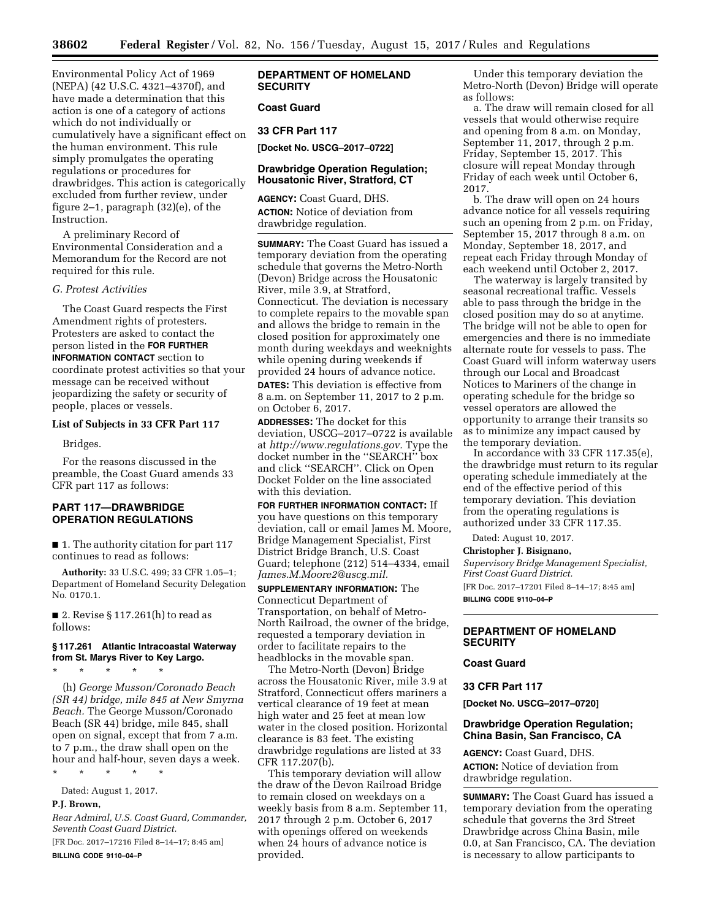Environmental Policy Act of 1969 (NEPA) (42 U.S.C. 4321–4370f), and have made a determination that this action is one of a category of actions which do not individually or cumulatively have a significant effect on the human environment. This rule simply promulgates the operating regulations or procedures for drawbridges. This action is categorically excluded from further review, under figure 2–1, paragraph (32)(e), of the Instruction.

A preliminary Record of Environmental Consideration and a Memorandum for the Record are not required for this rule.

*G. Protest Activities*

The Coast Guard respects the First Amendment rights of protesters. Protesters are asked to contact the person listed in the **FOR FURTHER INFORMATION CONTACT** section to coordinate protest activities so that your message can be received without jeopardizing the safety or security of people, places or vessels.

**List of Subjects in 33 CFR Part 117**

Bridges.

For the reasons discussed in the preamble, the Coast Guard amends 33 CFR part 117 as follows:

## PART 117—DRAWBRIDGE OPERATION REGULATIONS

■ 1. The authority citation for part 117 continues to read as follows:

**Authority:** 33 U.S.C. 499; 33 CFR 1.05–1; Department of Homeland Security Delegation No. 0170.1.

■ 2. Revise § 117.261(h) to read as follows:

**§ 117.261 Atlantic Intracoastal Waterway from St. Marys River to Key Largo.**

\* \* \* \* \*

(h) *George Musson/Coronado Beach (SR 44) bridge, mile 845 at New Smyrna Beach.* The George Musson/Coronado Beach (SR 44) bridge, mile 845, shall open on signal, except that from 7 a.m. to 7 p.m., the draw shall open on the hour and half-hour, seven days a week.

\* \* \* \* \*

Dated: August 1, 2017.

**P.J. Brown,**

*Rear Admiral, U.S. Coast Guard, Commander, Seventh Coast Guard District.*

[FR Doc. 2017–17216 Filed 8–14–17; 8:45 am]

**BILLING CODE 9110–04–P**

---

**DEPARTMENT OF HOMELAND SECURITY**

**Coast Guard**

**33 CFR Part 117**

**[Docket No. USCG–2017–0722]**

## Drawbridge Operation Regulation; Housatonic River, Stratford, CT

**AGENCY:** Coast Guard, DHS.

**ACTION:** Notice of deviation from drawbridge regulation.

**SUMMARY:** The Coast Guard has issued a temporary deviation from the operating schedule that governs the Metro-North (Devon) Bridge across the Housatonic River, mile 3.9, at Stratford, Connecticut. The deviation is necessary to complete repairs to the movable span and allows the bridge to remain in the closed position for approximately one month during weekdays and weeknights while opening during weekends if provided 24 hours of advance notice.

**DATES:** This deviation is effective from 8 a.m. on September 11, 2017 to 2 p.m. on October 6, 2017.

**ADDRESSES:** The docket for this deviation, USCG–2017–0722 is available at *http://www.regulations.gov.* Type the docket number in the ''SEARCH'' box and click ''SEARCH''. Click on Open Docket Folder on the line associated with this deviation.

**FOR FURTHER INFORMATION CONTACT:** If you have questions on this temporary deviation, call or email James M. Moore, Bridge Management Specialist, First District Bridge Branch, U.S. Coast Guard; telephone (212) 514–4334, email *James.M.Moore2@uscg.mil.*

**SUPPLEMENTARY INFORMATION:** The Connecticut Department of Transportation, on behalf of Metro-North Railroad, the owner of the bridge, requested a temporary deviation in order to facilitate repairs to the headblocks in the movable span.

The Metro-North (Devon) Bridge across the Housatonic River, mile 3.9 at Stratford, Connecticut offers mariners a vertical clearance of 19 feet at mean high water and 25 feet at mean low water in the closed position. Horizontal clearance is 83 feet. The existing drawbridge regulations are listed at 33 CFR 117.207(b).

This temporary deviation will allow the draw of the Devon Railroad Bridge to remain closed on weekdays on a weekly basis from 8 a.m. September 11, 2017 through 2 p.m. October 6, 2017 with openings offered on weekends when 24 hours of advance notice is provided.

Under this temporary deviation the Metro-North (Devon) Bridge will operate as follows:

a. The draw will remain closed for all vessels that would otherwise require and opening from 8 a.m. on Monday, September 11, 2017, through 2 p.m. Friday, September 15, 2017. This closure will repeat Monday through Friday of each week until October 6, 2017.

b. The draw will open on 24 hours advance notice for all vessels requiring such an opening from 2 p.m. on Friday, September 15, 2017 through 8 a.m. on Monday, September 18, 2017, and repeat each Friday through Monday of each weekend until October 2, 2017.

The waterway is largely transited by seasonal recreational traffic. Vessels able to pass through the bridge in the closed position may do so at anytime. The bridge will not be able to open for emergencies and there is no immediate alternate route for vessels to pass. The Coast Guard will inform waterway users through our Local and Broadcast Notices to Mariners of the change in operating schedule for the bridge so vessel operators are allowed the opportunity to arrange their transits so as to minimize any impact caused by the temporary deviation.

In accordance with 33 CFR 117.35(e), the drawbridge must return to its regular operating schedule immediately at the end of the effective period of this temporary deviation. This deviation from the operating regulations is authorized under 33 CFR 117.35.

Dated: August 10, 2017.

**Christopher J. Bisignano,**

*Supervisory Bridge Management Specialist, First Coast Guard District.*

[FR Doc. 2017–17201 Filed 8–14–17; 8:45 am]

**BILLING CODE 9110–04–P**

---

**DEPARTMENT OF HOMELAND SECURITY**

**Coast Guard**

**33 CFR Part 117**

**[Docket No. USCG–2017–0720]**

## Drawbridge Operation Regulation; China Basin, San Francisco, CA

**AGENCY:** Coast Guard, DHS.

**ACTION:** Notice of deviation from drawbridge regulation.

**SUMMARY:** The Coast Guard has issued a temporary deviation from the operating schedule that governs the 3rd Street Drawbridge across China Basin, mile 0.0, at San Francisco, CA. The deviation is necessary to allow participants to